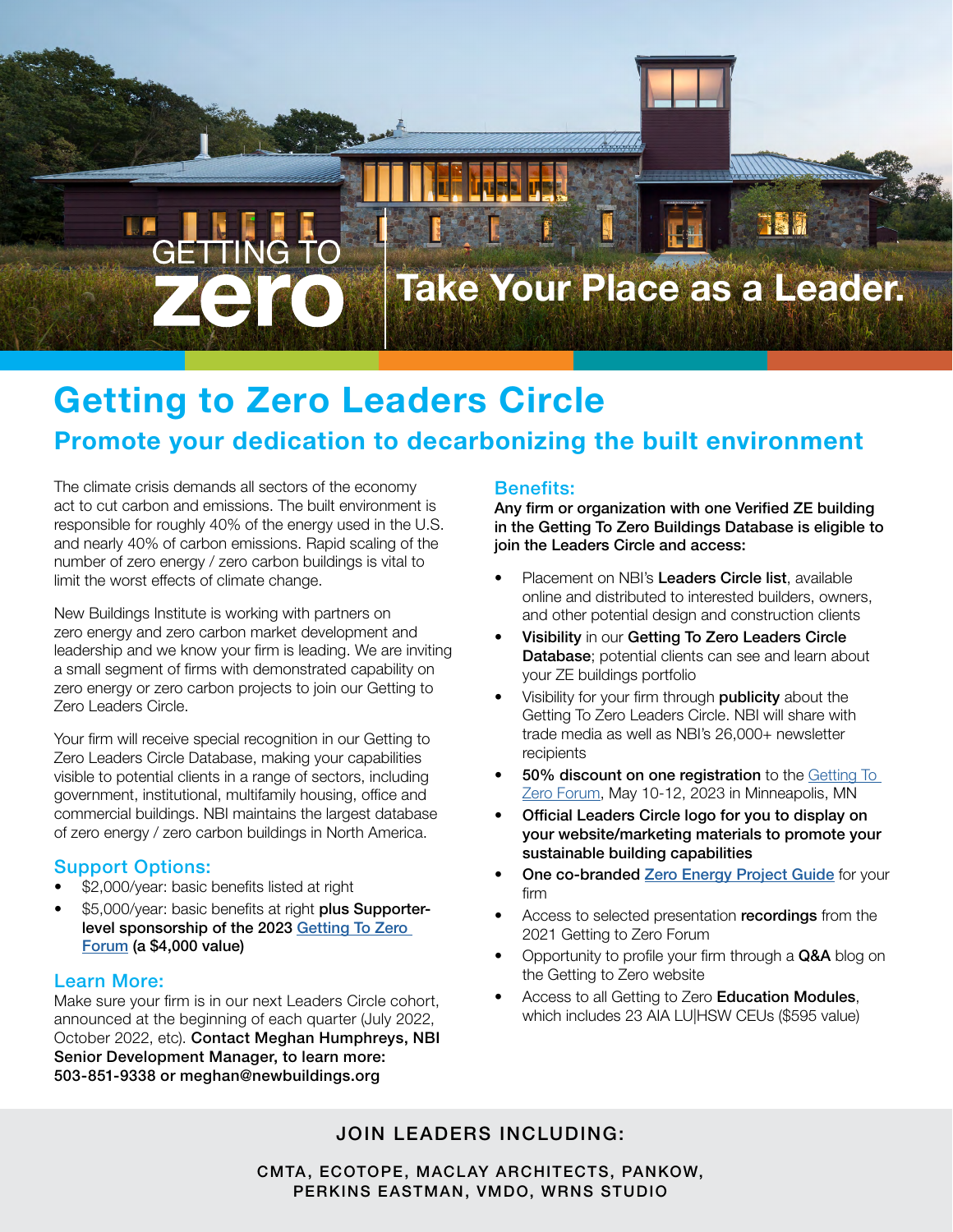GETTING TO **zero** | **Take Your Place as a Leader.**

# Getting to Zero Leaders Circle

## Promote your dedication to decarbonizing the built environment

The climate crisis demands all sectors of the economy act to cut carbon and emissions. The built environment is responsible for roughly 40% of the energy used in the U.S. and nearly 40% of carbon emissions. Rapid scaling of the number of zero energy / zero carbon buildings is vital to limit the worst effects of climate change.

New Buildings Institute is working with partners on zero energy and zero carbon market development and leadership and we know your firm is leading. We are inviting a small segment of firms with demonstrated capability on zero energy or zero carbon projects to join our Getting to Zero Leaders Circle.

Your firm will receive special recognition in our Getting to Zero Leaders Circle Database, making your capabilities visible to potential clients in a range of sectors, including government, institutional, multifamily housing, office and commercial buildings. NBI maintains the largest database of zero energy / zero carbon buildings in North America.

### Support Options:

- $2,000/year: basic benefits listed at right
- $5,000/year: basic benefits at right **plus Supporter-level sponsorship of the 2023 Getting To Zero Forum (a $4,000 value)**

### Learn More:

Make sure your firm is in our next Leaders Circle cohort, announced at the beginning of each quarter (July 2022, October 2022, etc). **Contact Meghan Humphreys, NBI Senior Development Manager, to learn more: 503-851-9338 or meghan@newbuildings.org**

### Benefits:

**Any firm or organization with one Verified ZE building in the Getting To Zero Buildings Database is eligible to join the Leaders Circle and access:**

- Placement on NBI's **Leaders Circle list**, available online and distributed to interested builders, owners, and other potential design and construction clients
- **Visibility** in our **Getting To Zero Leaders Circle Database**; potential clients can see and learn about your ZE buildings portfolio
- Visibility for your firm through **publicity** about the Getting To Zero Leaders Circle. NBI will share with trade media as well as NBI's 26,000+ newsletter recipients
- **50% discount on one registration** to the Getting To Zero Forum, May 10-12, 2023 in Minneapolis, MN
- **Official Leaders Circle logo for you to display on your website/marketing materials to promote your sustainable building capabilities**
- **One co-branded** Zero Energy Project Guide for your firm
- Access to selected presentation **recordings** from the 2021 Getting to Zero Forum
- Opportunity to profile your firm through a **Q&A** blog on the Getting to Zero website
- Access to all Getting to Zero **Education Modules**, which includes 23 AIA LU|HSW CEUs ($595 value)

**JOIN LEADERS INCLUDING:**

**CMTA, ECOTOPE, MACLAY ARCHITECTS, PANKOW, PERKINS EASTMAN, VMDO, WRNS STUDIO**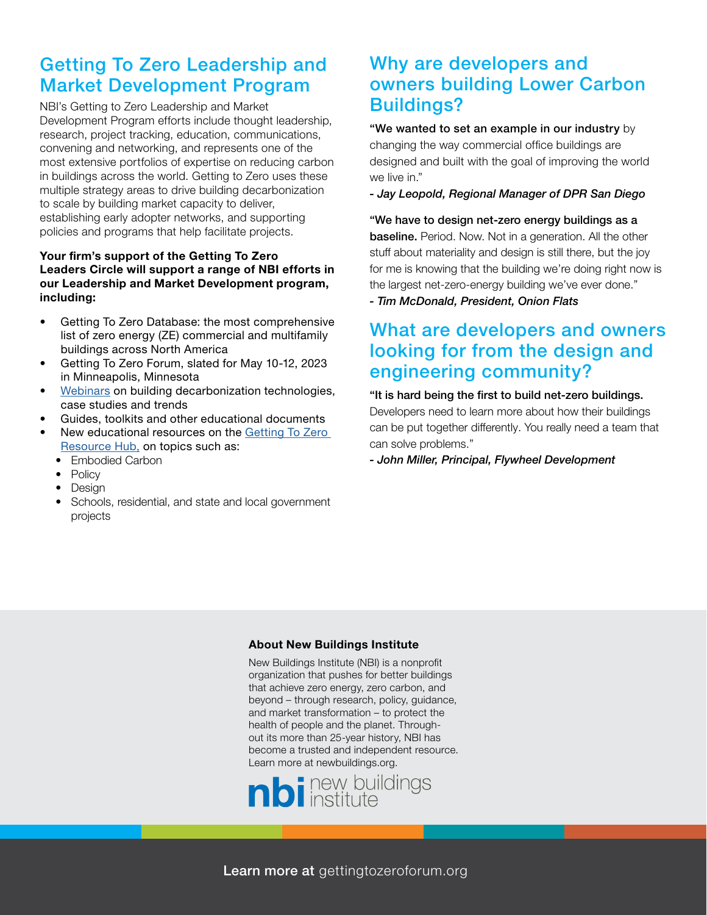## Getting To Zero Leadership and Market Development Program

NBI's Getting to Zero Leadership and Market Development Program efforts include thought leadership, research, project tracking, education, communications, convening and networking, and represents one of the most extensive portfolios of expertise on reducing carbon in buildings across the world. Getting to Zero uses these multiple strategy areas to drive building decarbonization to scale by building market capacity to deliver, establishing early adopter networks, and supporting policies and programs that help facilitate projects.

**Your firm's support of the Getting To Zero Leaders Circle will support a range of NBI efforts in our Leadership and Market Development program, including:**

- Getting To Zero Database: the most comprehensive list of zero energy (ZE) commercial and multifamily buildings across North America
- Getting To Zero Forum, slated for May 10-12, 2023 in Minneapolis, Minnesota
- Webinars on building decarbonization technologies, case studies and trends
- Guides, toolkits and other educational documents
- New educational resources on the Getting To Zero Resource Hub, on topics such as:
  - Embodied Carbon
  - Policy
  - Design
  - Schools, residential, and state and local government projects

## Why are developers and owners building Lower Carbon Buildings?

**"We wanted to set an example in our industry** by changing the way commercial office buildings are designed and built with the goal of improving the world we live in."

***- Jay Leopold, Regional Manager of DPR San Diego***

**"We have to design net-zero energy buildings as a baseline.** Period. Now. Not in a generation. All the other stuff about materiality and design is still there, but the joy for me is knowing that the building we're doing right now is the largest net-zero-energy building we've ever done."

***- Tim McDonald, President, Onion Flats***

## What are developers and owners looking for from the design and engineering community?

**"It is hard being the first to build net-zero buildings.** Developers need to learn more about how their buildings can be put together differently. You really need a team that can solve problems."

***- John Miller, Principal, Flywheel Development***

**About New Buildings Institute**

New Buildings Institute (NBI) is a nonprofit organization that pushes for better buildings that achieve zero energy, zero carbon, and beyond – through research, policy, guidance, and market transformation – to protect the health of people and the planet. Throughout its more than 25-year history, NBI has become a trusted and independent resource. Learn more at newbuildings.org.

nbi new buildings institute

**Learn more at** gettingtozeroforum.org